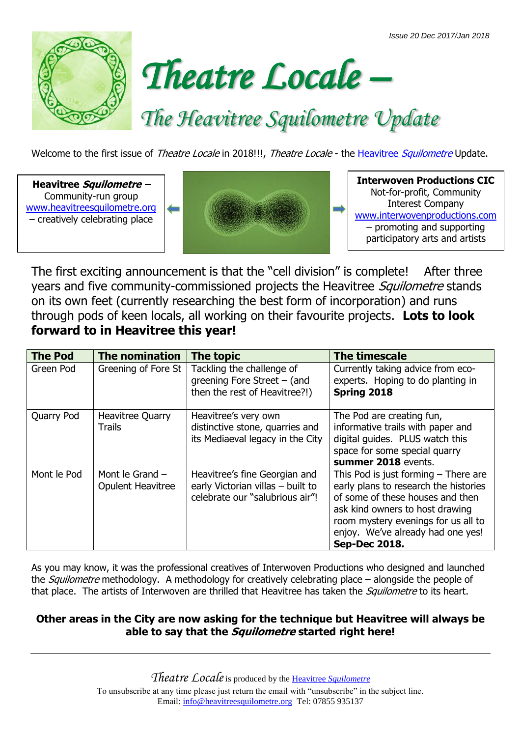Issue 20 Dec 2017/Jan 2018

# *Theatre Locale –*

## *The Heavitree Squilometre Update*

Welcome to the first issue of *Theatre Locale* in 2018!!!, *Theatre Locale* - the Heavitree *Squilometre* Update.

**Heavitree *Squilometre* –**
Community-run group
www.heavitreesquilometre.org
– creatively celebrating place

**Interwoven Productions CIC**
Not-for-profit, Community Interest Company
www.interwovenproductions.com
– promoting and supporting participatory arts and artists

The first exciting announcement is that the "cell division" is complete! After three years and five community-commissioned projects the Heavitree *Squilometre* stands on its own feet (currently researching the best form of incorporation) and runs through pods of keen locals, all working on their favourite projects. **Lots to look forward to in Heavitree this year!**

| The Pod | The nomination | The topic | The timescale |
|---|---|---|---|
| Green Pod | Greening of Fore St | Tackling the challenge of greening Fore Street – (and then the rest of Heavitree?!) | Currently taking advice from eco-experts. Hoping to do planting in **Spring 2018** |
| Quarry Pod | Heavitree Quarry Trails | Heavitree's very own distinctive stone, quarries and its Mediaeval legacy in the City | The Pod are creating fun, informative trails with paper and digital guides. PLUS watch this space for some special quarry **summer 2018** events. |
| Mont le Pod | Mont le Grand – Opulent Heavitree | Heavitree's fine Georgian and early Victorian villas – built to celebrate our "salubrious air"! | This Pod is just forming – There are early plans to research the histories of some of these houses and then ask kind owners to host drawing room mystery evenings for us all to enjoy. We've already had one yes! **Sep-Dec 2018.** |

As you may know, it was the professional creatives of Interwoven Productions who designed and launched the *Squilometre* methodology. A methodology for creatively celebrating place – alongside the people of that place. The artists of Interwoven are thrilled that Heavitree has taken the *Squilometre* to its heart.

**Other areas in the City are now asking for the technique but Heavitree will always be able to say that the *Squilometre* started right here!**

---

*Theatre Locale* is produced by the Heavitree *Squilometre*
To unsubscribe at any time please just return the email with "unsubscribe" in the subject line.
Email: info@heavitreesquilometre.org Tel: 07855 935137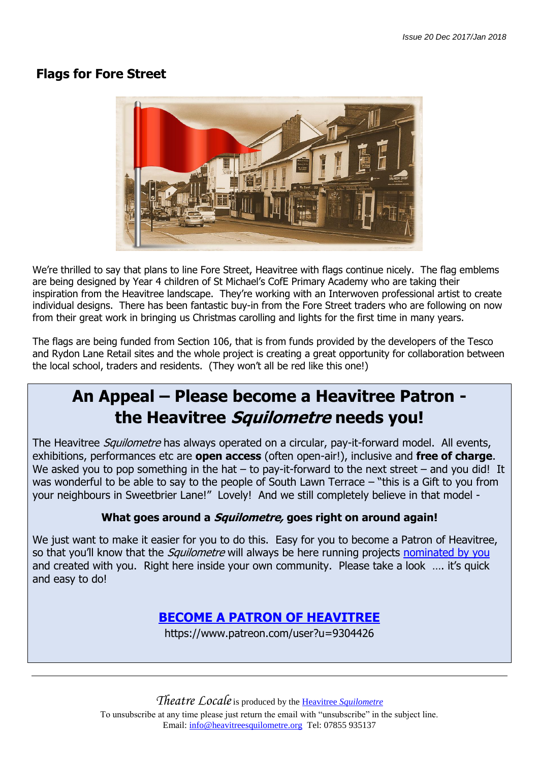Issue 20 Dec 2017/Jan 2018

## Flags for Fore Street

We're thrilled to say that plans to line Fore Street, Heavitree with flags continue nicely. The flag emblems are being designed by Year 4 children of St Michael's CofE Primary Academy who are taking their inspiration from the Heavitree landscape. They're working with an Interwoven professional artist to create individual designs. There has been fantastic buy-in from the Fore Street traders who are following on now from their great work in bringing us Christmas carolling and lights for the first time in many years.

The flags are being funded from Section 106, that is from funds provided by the developers of the Tesco and Rydon Lane Retail sites and the whole project is creating a great opportunity for collaboration between the local school, traders and residents. (They won't all be red like this one!)

## An Appeal – Please become a Heavitree Patron - the Heavitree *Squilometre* needs you!

The Heavitree *Squilometre* has always operated on a circular, pay-it-forward model. All events, exhibitions, performances etc are **open access** (often open-air!), inclusive and **free of charge**. We asked you to pop something in the hat – to pay-it-forward to the next street – and you did! It was wonderful to be able to say to the people of South Lawn Terrace – "this is a Gift to you from your neighbours in Sweetbrier Lane!" Lovely! And we still completely believe in that model -

**What goes around a *Squilometre,* goes right on around again!**

We just want to make it easier for you to do this. Easy for you to become a Patron of Heavitree, so that you'll know that the *Squilometre* will always be here running projects nominated by you and created with you. Right here inside your own community. Please take a look …. it's quick and easy to do!

**BECOME A PATRON OF HEAVITREE**

https://www.patreon.com/user?u=9304426

---

*Theatre Locale* is produced by the Heavitree *Squilometre*

To unsubscribe at any time please just return the email with "unsubscribe" in the subject line.

Email: info@heavitreesquilometre.org Tel: 07855 935137